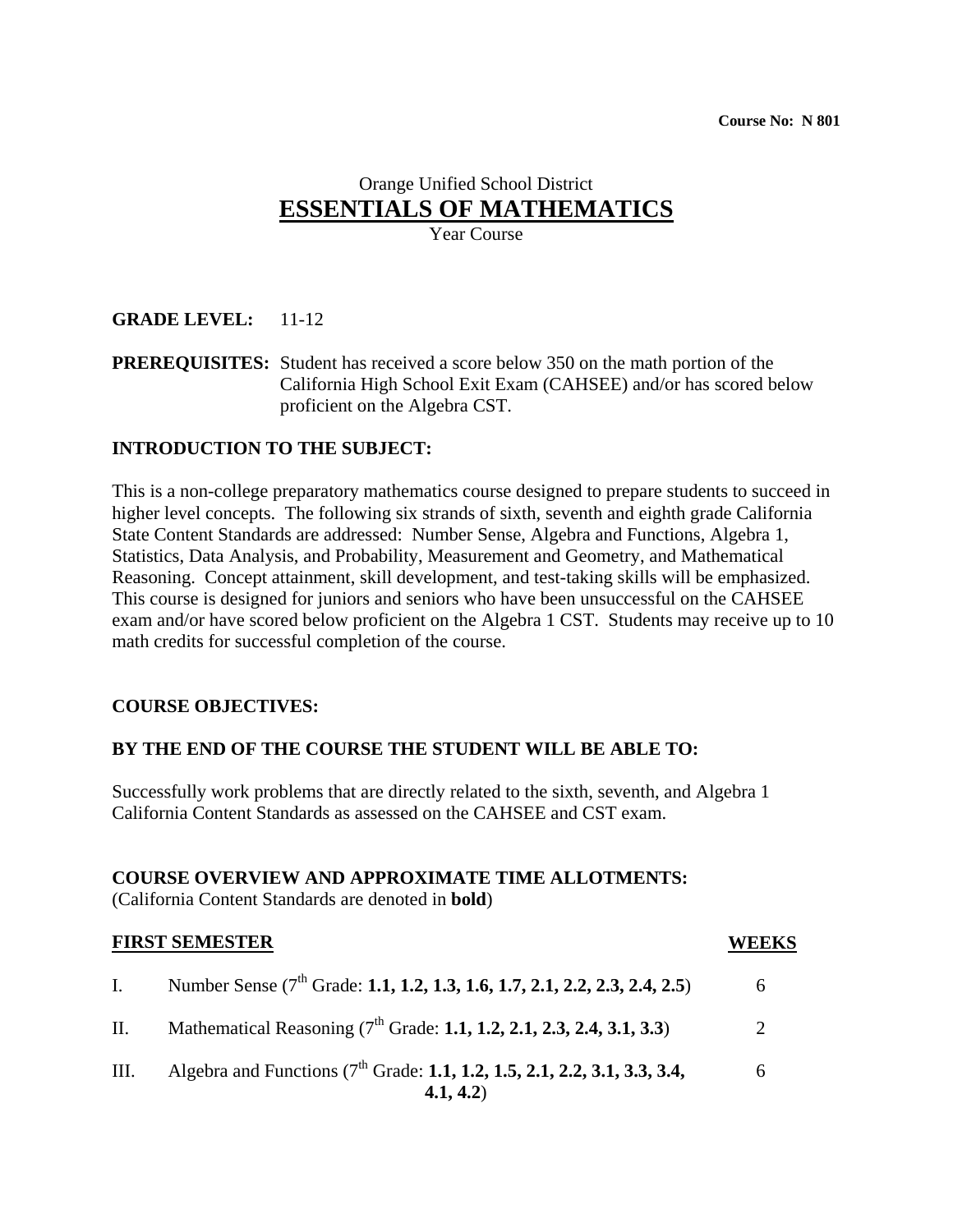**Course No: N 801**

# Orange Unified School District
## ESSENTIALS OF MATHEMATICS
Year Course

**GRADE LEVEL:** 11-12

**PREREQUISITES:** Student has received a score below 350 on the math portion of the California High School Exit Exam (CAHSEE) and/or has scored below proficient on the Algebra CST.

### INTRODUCTION TO THE SUBJECT:

This is a non-college preparatory mathematics course designed to prepare students to succeed in higher level concepts. The following six strands of sixth, seventh and eighth grade California State Content Standards are addressed: Number Sense, Algebra and Functions, Algebra 1, Statistics, Data Analysis, and Probability, Measurement and Geometry, and Mathematical Reasoning. Concept attainment, skill development, and test-taking skills will be emphasized. This course is designed for juniors and seniors who have been unsuccessful on the CAHSEE exam and/or have scored below proficient on the Algebra 1 CST. Students may receive up to 10 math credits for successful completion of the course.

### COURSE OBJECTIVES:

### BY THE END OF THE COURSE THE STUDENT WILL BE ABLE TO:

Successfully work problems that are directly related to the sixth, seventh, and Algebra 1 California Content Standards as assessed on the CAHSEE and CST exam.

### COURSE OVERVIEW AND APPROXIMATE TIME ALLOTMENTS:
(California Content Standards are denoted in **bold**)

| | **FIRST SEMESTER** | **WEEKS** |
|---|---|---|
| I. | Number Sense (7th Grade: **1.1, 1.2, 1.3, 1.6, 1.7, 2.1, 2.2, 2.3, 2.4, 2.5**) | 6 |
| II. | Mathematical Reasoning (7th Grade: **1.1, 1.2, 2.1, 2.3, 2.4, 3.1, 3.3**) | 2 |
| III. | Algebra and Functions (7th Grade: **1.1, 1.2, 1.5, 2.1, 2.2, 3.1, 3.3, 3.4, 4.1, 4.2**) | 6 |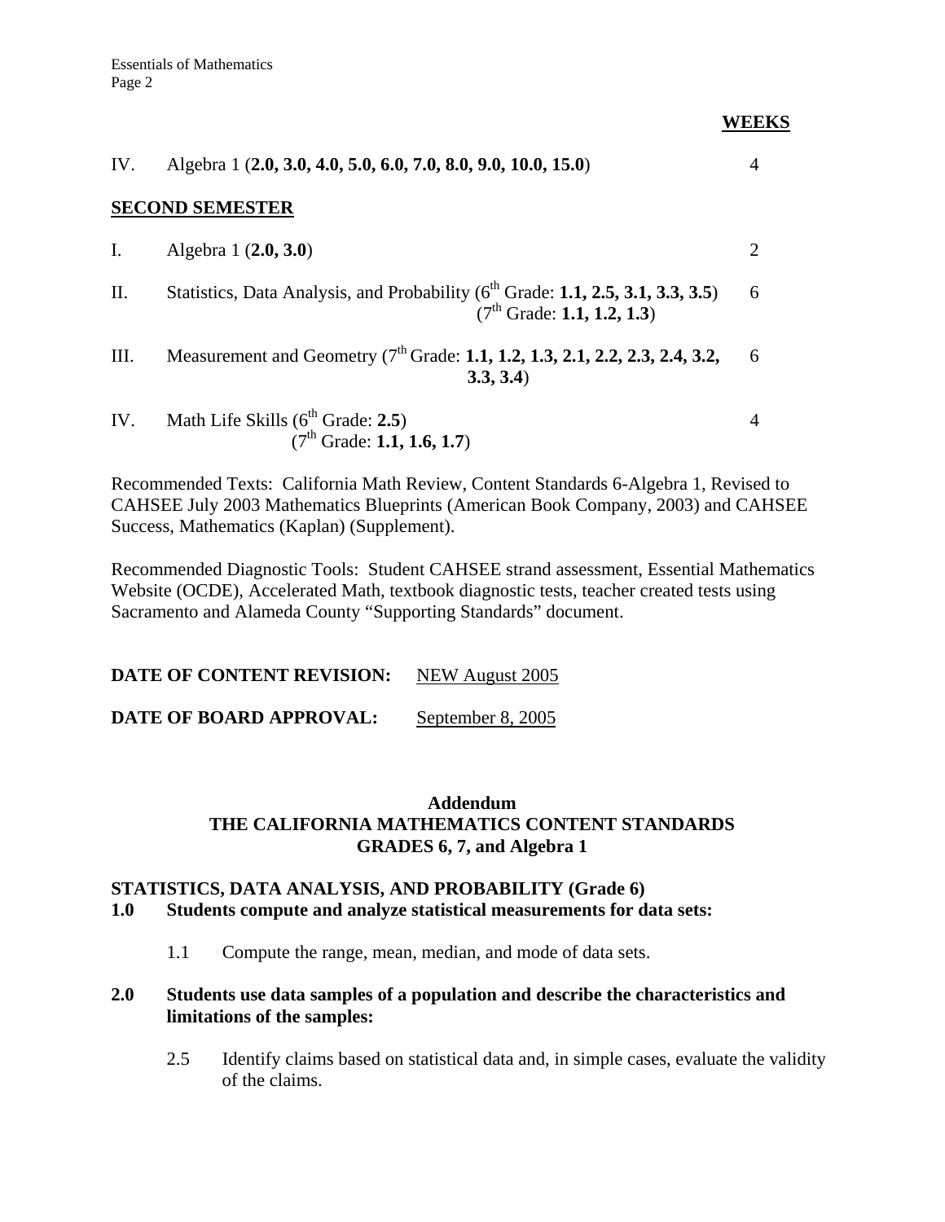| | | WEEKS |
|---|---|---|
| IV. | Algebra 1 (**2.0, 3.0, 4.0, 5.0, 6.0, 7.0, 8.0, 9.0, 10.0, 15.0**) | 4 |

**SECOND SEMESTER**

| | | |
|---|---|---|
| I. | Algebra 1 (**2.0, 3.0**) | 2 |
| II. | Statistics, Data Analysis, and Probability (6th Grade: **1.1, 2.5, 3.1, 3.3, 3.5**) (7th Grade: **1.1, 1.2, 1.3**) | 6 |
| III. | Measurement and Geometry (7th Grade: **1.1, 1.2, 1.3, 2.1, 2.2, 2.3, 2.4, 3.2, 3.3, 3.4**) | 6 |
| IV. | Math Life Skills (6th Grade: **2.5**) (7th Grade: **1.1, 1.6, 1.7**) | 4 |

Recommended Texts: California Math Review, Content Standards 6-Algebra 1, Revised to CAHSEE July 2003 Mathematics Blueprints (American Book Company, 2003) and CAHSEE Success, Mathematics (Kaplan) (Supplement).

Recommended Diagnostic Tools: Student CAHSEE strand assessment, Essential Mathematics Website (OCDE), Accelerated Math, textbook diagnostic tests, teacher created tests using Sacramento and Alameda County "Supporting Standards" document.

**DATE OF CONTENT REVISION:** NEW August 2005

**DATE OF BOARD APPROVAL:** September 8, 2005

## Addendum
## THE CALIFORNIA MATHEMATICS CONTENT STANDARDS
## GRADES 6, 7, and Algebra 1

### STATISTICS, DATA ANALYSIS, AND PROBABILITY (Grade 6)

**1.0 Students compute and analyze statistical measurements for data sets:**

1.1 Compute the range, mean, median, and mode of data sets.

**2.0 Students use data samples of a population and describe the characteristics and limitations of the samples:**

2.5 Identify claims based on statistical data and, in simple cases, evaluate the validity of the claims.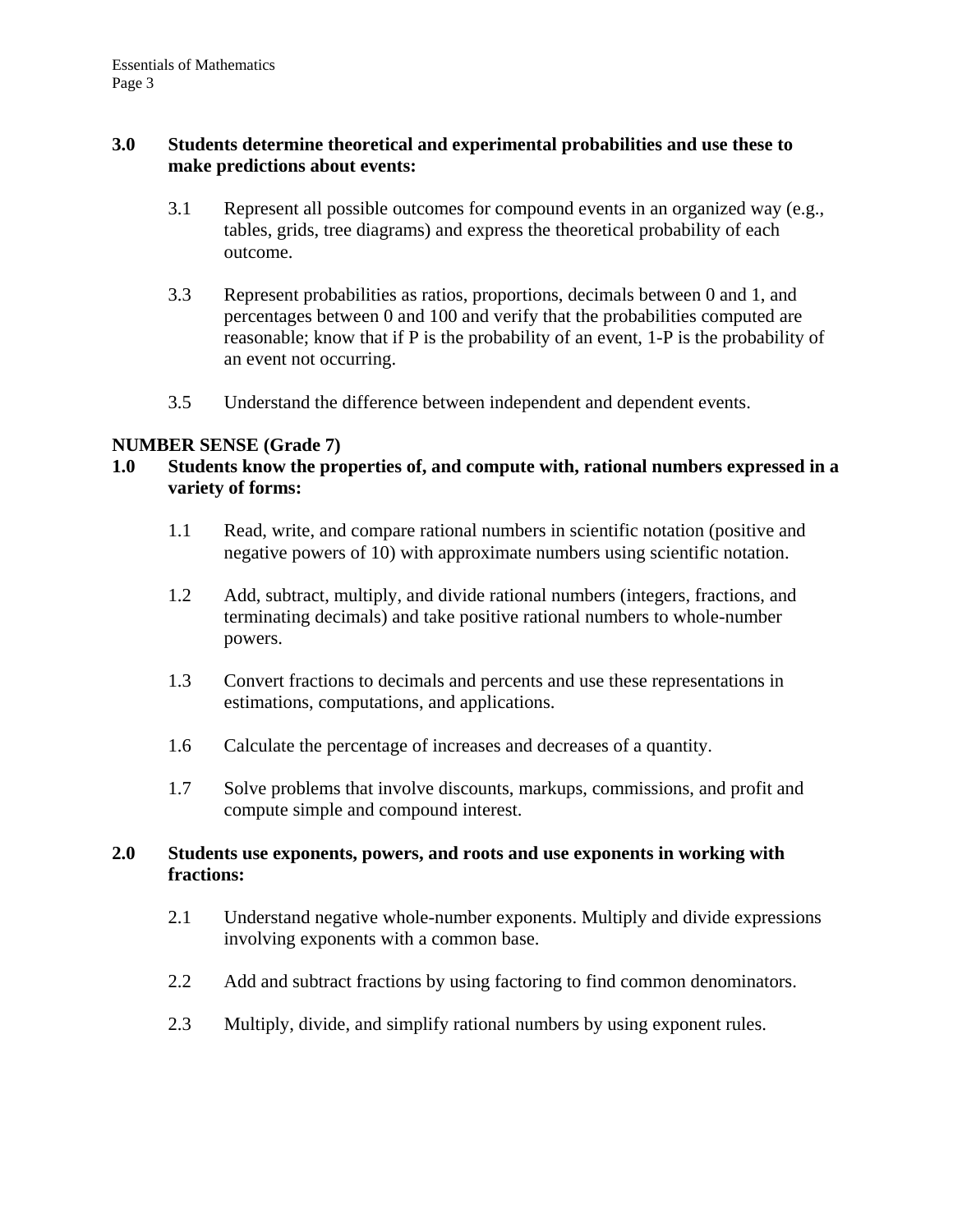**3.0 Students determine theoretical and experimental probabilities and use these to make predictions about events:**

3.1 Represent all possible outcomes for compound events in an organized way (e.g., tables, grids, tree diagrams) and express the theoretical probability of each outcome.

3.3 Represent probabilities as ratios, proportions, decimals between 0 and 1, and percentages between 0 and 100 and verify that the probabilities computed are reasonable; know that if P is the probability of an event, 1-P is the probability of an event not occurring.

3.5 Understand the difference between independent and dependent events.

**NUMBER SENSE (Grade 7)**

**1.0 Students know the properties of, and compute with, rational numbers expressed in a variety of forms:**

1.1 Read, write, and compare rational numbers in scientific notation (positive and negative powers of 10) with approximate numbers using scientific notation.

1.2 Add, subtract, multiply, and divide rational numbers (integers, fractions, and terminating decimals) and take positive rational numbers to whole-number powers.

1.3 Convert fractions to decimals and percents and use these representations in estimations, computations, and applications.

1.6 Calculate the percentage of increases and decreases of a quantity.

1.7 Solve problems that involve discounts, markups, commissions, and profit and compute simple and compound interest.

**2.0 Students use exponents, powers, and roots and use exponents in working with fractions:**

2.1 Understand negative whole-number exponents. Multiply and divide expressions involving exponents with a common base.

2.2 Add and subtract fractions by using factoring to find common denominators.

2.3 Multiply, divide, and simplify rational numbers by using exponent rules.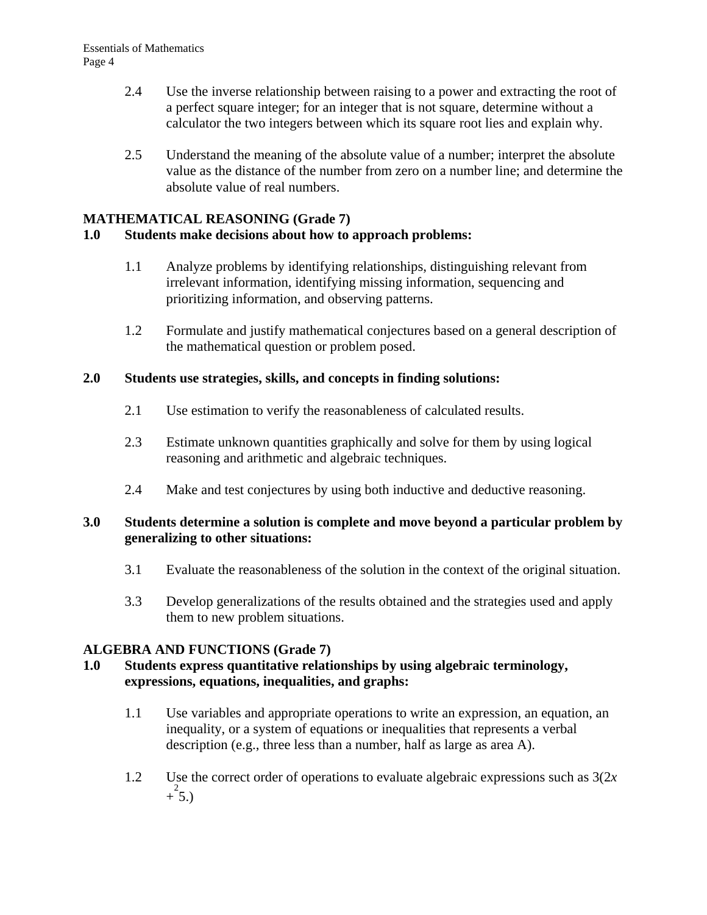2.4 Use the inverse relationship between raising to a power and extracting the root of a perfect square integer; for an integer that is not square, determine without a calculator the two integers between which its square root lies and explain why.

2.5 Understand the meaning of the absolute value of a number; interpret the absolute value as the distance of the number from zero on a number line; and determine the absolute value of real numbers.

**MATHEMATICAL REASONING (Grade 7)**

**1.0 Students make decisions about how to approach problems:**

1.1 Analyze problems by identifying relationships, distinguishing relevant from irrelevant information, identifying missing information, sequencing and prioritizing information, and observing patterns.

1.2 Formulate and justify mathematical conjectures based on a general description of the mathematical question or problem posed.

**2.0 Students use strategies, skills, and concepts in finding solutions:**

2.1 Use estimation to verify the reasonableness of calculated results.

2.3 Estimate unknown quantities graphically and solve for them by using logical reasoning and arithmetic and algebraic techniques.

2.4 Make and test conjectures by using both inductive and deductive reasoning.

**3.0 Students determine a solution is complete and move beyond a particular problem by generalizing to other situations:**

3.1 Evaluate the reasonableness of the solution in the context of the original situation.

3.3 Develop generalizations of the results obtained and the strategies used and apply them to new problem situations.

**ALGEBRA AND FUNCTIONS (Grade 7)**

**1.0 Students express quantitative relationships by using algebraic terminology, expressions, equations, inequalities, and graphs:**

1.1 Use variables and appropriate operations to write an expression, an equation, an inequality, or a system of equations or inequalities that represents a verbal description (e.g., three less than a number, half as large as area A).

1.2 Use the correct order of operations to evaluate algebraic expressions such as $3(2x + 5)^2$.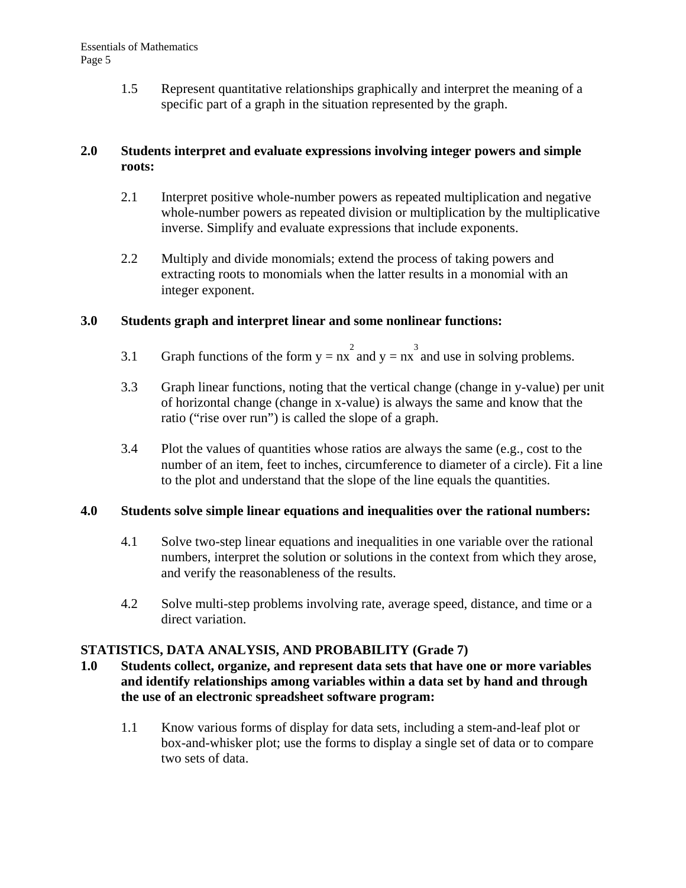1.5 Represent quantitative relationships graphically and interpret the meaning of a specific part of a graph in the situation represented by the graph.

**2.0 Students interpret and evaluate expressions involving integer powers and simple roots:**

2.1 Interpret positive whole-number powers as repeated multiplication and negative whole-number powers as repeated division or multiplication by the multiplicative inverse. Simplify and evaluate expressions that include exponents.

2.2 Multiply and divide monomials; extend the process of taking powers and extracting roots to monomials when the latter results in a monomial with an integer exponent.

**3.0 Students graph and interpret linear and some nonlinear functions:**

3.1 Graph functions of the form $y = nx^2$ and $y = nx^3$ and use in solving problems.

3.3 Graph linear functions, noting that the vertical change (change in y-value) per unit of horizontal change (change in x-value) is always the same and know that the ratio ("rise over run") is called the slope of a graph.

3.4 Plot the values of quantities whose ratios are always the same (e.g., cost to the number of an item, feet to inches, circumference to diameter of a circle). Fit a line to the plot and understand that the slope of the line equals the quantities.

**4.0 Students solve simple linear equations and inequalities over the rational numbers:**

4.1 Solve two-step linear equations and inequalities in one variable over the rational numbers, interpret the solution or solutions in the context from which they arose, and verify the reasonableness of the results.

4.2 Solve multi-step problems involving rate, average speed, distance, and time or a direct variation.

## STATISTICS, DATA ANALYSIS, AND PROBABILITY (Grade 7)

**1.0 Students collect, organize, and represent data sets that have one or more variables and identify relationships among variables within a data set by hand and through the use of an electronic spreadsheet software program:**

1.1 Know various forms of display for data sets, including a stem-and-leaf plot or box-and-whisker plot; use the forms to display a single set of data or to compare two sets of data.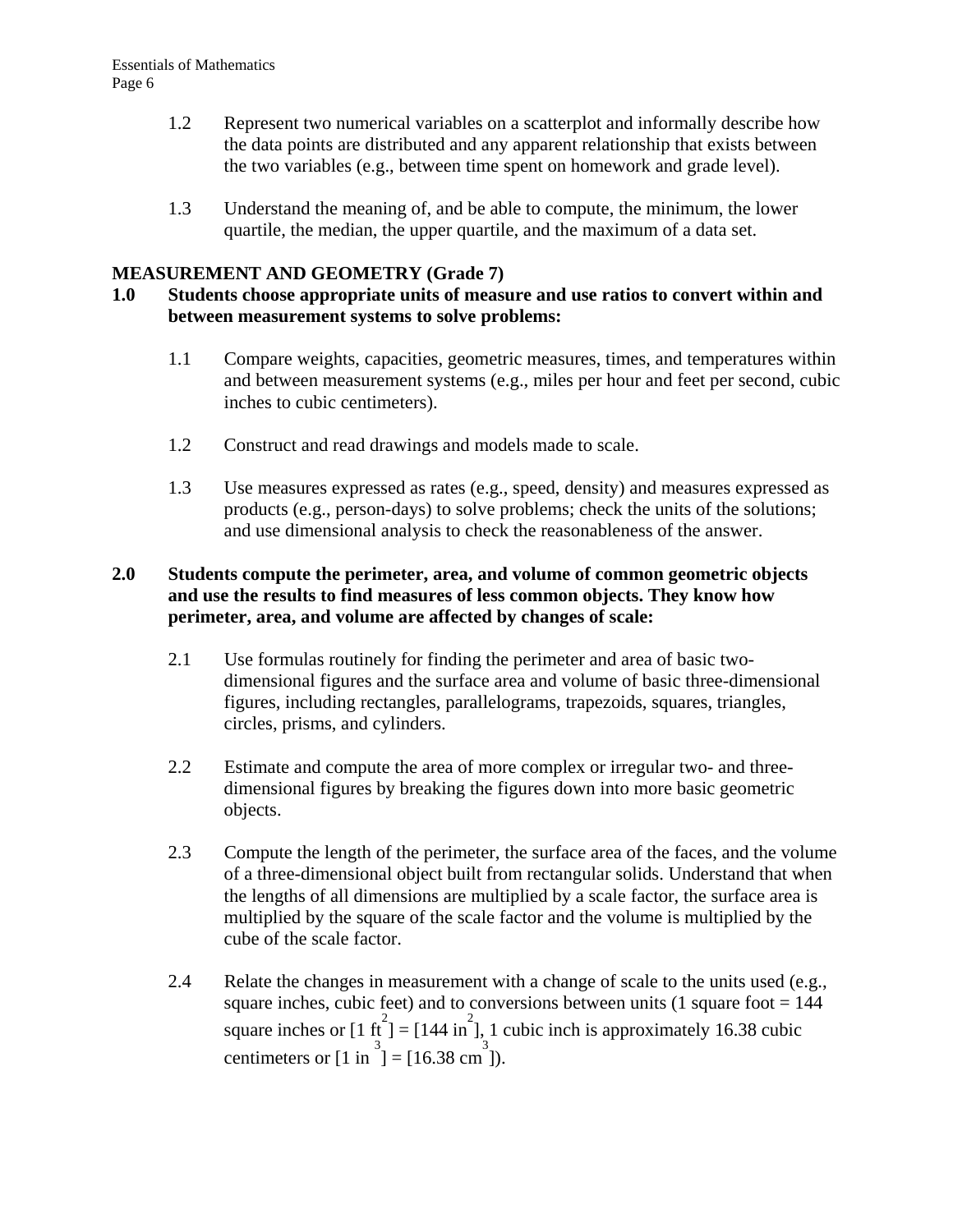1.2 Represent two numerical variables on a scatterplot and informally describe how the data points are distributed and any apparent relationship that exists between the two variables (e.g., between time spent on homework and grade level).

1.3 Understand the meaning of, and be able to compute, the minimum, the lower quartile, the median, the upper quartile, and the maximum of a data set.

**MEASUREMENT AND GEOMETRY (Grade 7)**

**1.0 Students choose appropriate units of measure and use ratios to convert within and between measurement systems to solve problems:**

1.1 Compare weights, capacities, geometric measures, times, and temperatures within and between measurement systems (e.g., miles per hour and feet per second, cubic inches to cubic centimeters).

1.2 Construct and read drawings and models made to scale.

1.3 Use measures expressed as rates (e.g., speed, density) and measures expressed as products (e.g., person-days) to solve problems; check the units of the solutions; and use dimensional analysis to check the reasonableness of the answer.

**2.0 Students compute the perimeter, area, and volume of common geometric objects and use the results to find measures of less common objects. They know how perimeter, area, and volume are affected by changes of scale:**

2.1 Use formulas routinely for finding the perimeter and area of basic two-dimensional figures and the surface area and volume of basic three-dimensional figures, including rectangles, parallelograms, trapezoids, squares, triangles, circles, prisms, and cylinders.

2.2 Estimate and compute the area of more complex or irregular two- and three-dimensional figures by breaking the figures down into more basic geometric objects.

2.3 Compute the length of the perimeter, the surface area of the faces, and the volume of a three-dimensional object built from rectangular solids. Understand that when the lengths of all dimensions are multiplied by a scale factor, the surface area is multiplied by the square of the scale factor and the volume is multiplied by the cube of the scale factor.

2.4 Relate the changes in measurement with a change of scale to the units used (e.g., square inches, cubic feet) and to conversions between units (1 square foot = 144 square inches or [1 $ft^2$] = [144 $in^2$], 1 cubic inch is approximately 16.38 cubic centimeters or [1 $in^3$] = [16.38 $cm^3$]).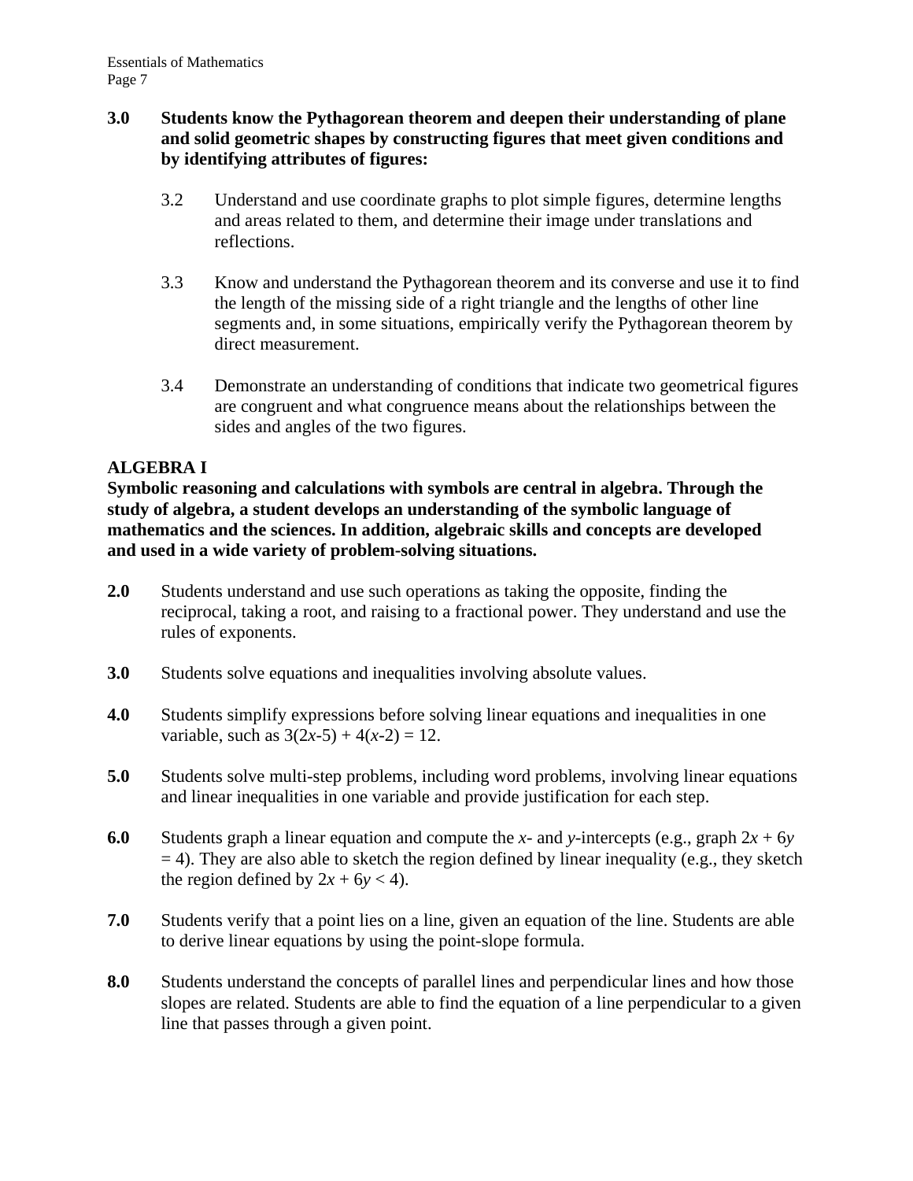**3.0 Students know the Pythagorean theorem and deepen their understanding of plane and solid geometric shapes by constructing figures that meet given conditions and by identifying attributes of figures:**

- 3.2 Understand and use coordinate graphs to plot simple figures, determine lengths and areas related to them, and determine their image under translations and reflections.

- 3.3 Know and understand the Pythagorean theorem and its converse and use it to find the length of the missing side of a right triangle and the lengths of other line segments and, in some situations, empirically verify the Pythagorean theorem by direct measurement.

- 3.4 Demonstrate an understanding of conditions that indicate two geometrical figures are congruent and what congruence means about the relationships between the sides and angles of the two figures.

## ALGEBRA I

**Symbolic reasoning and calculations with symbols are central in algebra. Through the study of algebra, a student develops an understanding of the symbolic language of mathematics and the sciences. In addition, algebraic skills and concepts are developed and used in a wide variety of problem-solving situations.**

**2.0** Students understand and use such operations as taking the opposite, finding the reciprocal, taking a root, and raising to a fractional power. They understand and use the rules of exponents.

**3.0** Students solve equations and inequalities involving absolute values.

**4.0** Students simplify expressions before solving linear equations and inequalities in one variable, such as $3(2x-5) + 4(x-2) = 12$.

**5.0** Students solve multi-step problems, including word problems, involving linear equations and linear inequalities in one variable and provide justification for each step.

**6.0** Students graph a linear equation and compute the $x$- and $y$-intercepts (e.g., graph $2x + 6y = 4$). They are also able to sketch the region defined by linear inequality (e.g., they sketch the region defined by $2x + 6y < 4$).

**7.0** Students verify that a point lies on a line, given an equation of the line. Students are able to derive linear equations by using the point-slope formula.

**8.0** Students understand the concepts of parallel lines and perpendicular lines and how those slopes are related. Students are able to find the equation of a line perpendicular to a given line that passes through a given point.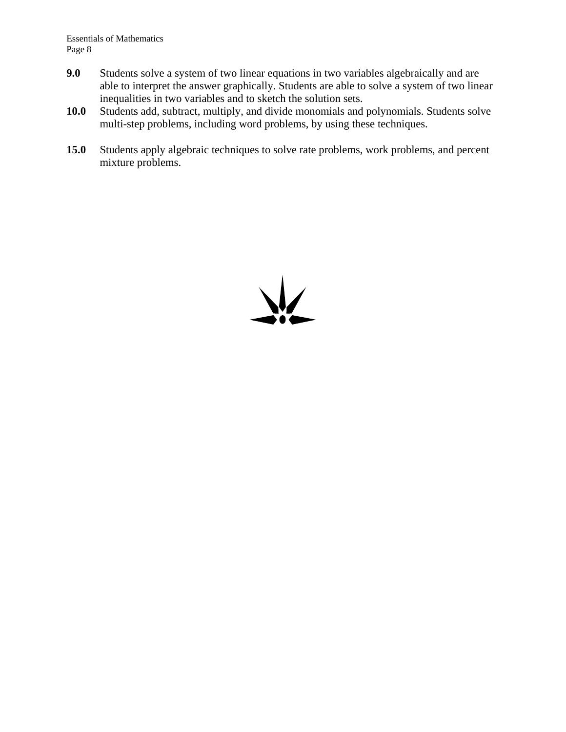**9.0** Students solve a system of two linear equations in two variables algebraically and are able to interpret the answer graphically. Students are able to solve a system of two linear inequalities in two variables and to sketch the solution sets.

**10.0** Students add, subtract, multiply, and divide monomials and polynomials. Students solve multi-step problems, including word problems, by using these techniques.

**15.0** Students apply algebraic techniques to solve rate problems, work problems, and percent mixture problems.